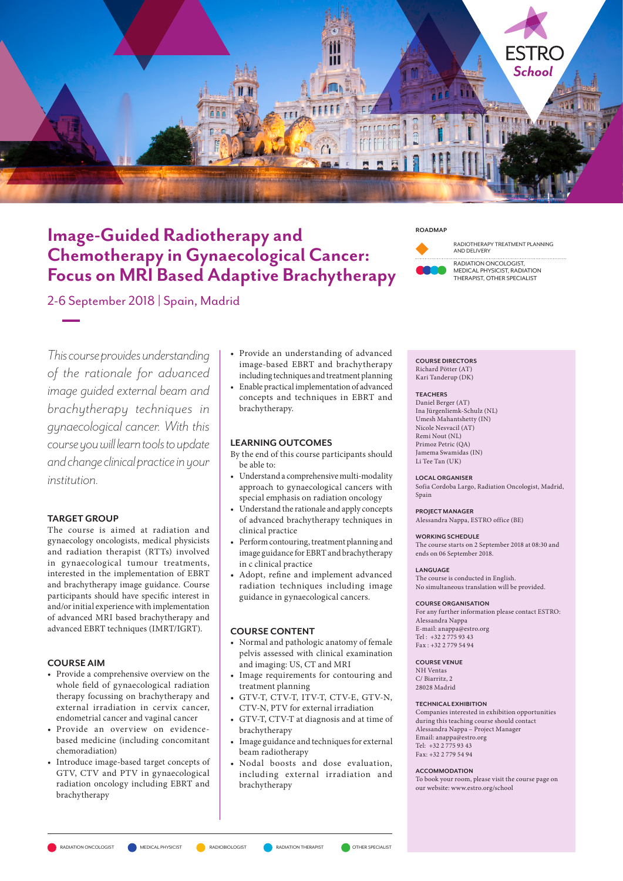ESTRO School

# Image-Guided Radiotherapy and Chemotherapy in Gynaecological Cancer: Focus on MRI Based Adaptive Brachytherapy

2-6 September 2018 | Spain, Madrid

**ROADMAP**

RADIOTHERAPY TREATMENT PLANNING AND DELIVERY

RADIATION ONCOLOGIST, MEDICAL PHYSICIST, RADIATION THERAPIST, OTHER SPECIALIST

*This course provides understanding of the rationale for advanced image guided external beam and brachytherapy techniques in gynaecological cancer. With this course you will learn tools to update and change clinical practice in your institution.*

## TARGET GROUP

The course is aimed at radiation and gynaecology oncologists, medical physicists and radiation therapist (RTTs) involved in gynaecological tumour treatments, interested in the implementation of EBRT and brachytherapy image guidance. Course participants should have specific interest in and/or initial experience with implementation of advanced MRI based brachytherapy and advanced EBRT techniques (IMRT/IGRT).

## COURSE AIM

- Provide a comprehensive overview on the whole field of gynaecological radiation therapy focussing on brachytherapy and external irradiation in cervix cancer, endometrial cancer and vaginal cancer
- Provide an overview on evidence-based medicine (including concomitant chemoradiation)
- Introduce image-based target concepts of GTV, CTV and PTV in gynaecological radiation oncology including EBRT and brachytherapy
- Provide an understanding of advanced image-based EBRT and brachytherapy including techniques and treatment planning
- Enable practical implementation of advanced concepts and techniques in EBRT and brachytherapy.

## LEARNING OUTCOMES

By the end of this course participants should be able to:

- Understand a comprehensive multi-modality approach to gynaecological cancers with special emphasis on radiation oncology
- Understand the rationale and apply concepts of advanced brachytherapy techniques in clinical practice
- Perform contouring, treatment planning and image guidance for EBRT and brachytherapy in c clinical practice
- Adopt, refine and implement advanced radiation techniques including image guidance in gynaecological cancers.

## COURSE CONTENT

- Normal and pathologic anatomy of female pelvis assessed with clinical examination and imaging: US, CT and MRI
- Image requirements for contouring and treatment planning
- GTV-T, CTV-T, ITV-T, CTV-E, GTV-N, CTV-N, PTV for external irradiation
- GTV-T, CTV-T at diagnosis and at time of brachytherapy
- Image guidance and techniques for external beam radiotherapy
- Nodal boosts and dose evaluation, including external irradiation and brachytherapy

**COURSE DIRECTORS**
Richard Pötter (AT)
Kari Tanderup (DK)

**TEACHERS**
Daniel Berger (AT)
Ina Jürgenliemk-Schulz (NL)
Umesh Mahantshetty (IN)
Nicole Nesvacil (AT)
Remi Nout (NL)
Primoz Petric (QA)
Jamema Swamidas (IN)
Li Tee Tan (UK)

**LOCAL ORGANISER**
Sofia Cordoba Largo, Radiation Oncologist, Madrid, Spain

**PROJECT MANAGER**
Alessandra Nappa, ESTRO office (BE)

**WORKING SCHEDULE**
The course starts on 2 September 2018 at 08:30 and ends on 06 September 2018.

**LANGUAGE**
The course is conducted in English.
No simultaneous translation will be provided.

**COURSE ORGANISATION**
For any further information please contact ESTRO:
Alessandra Nappa
E-mail: anappa@estro.org
Tel : +32 2 775 93 43
Fax : +32 2 779 54 94

**COURSE VENUE**
NH Ventas
C/ Biarritz, 2
28028 Madrid

**TECHNICAL EXHIBITION**
Companies interested in exhibition opportunities during this teaching course should contact Alessandra Nappa – Project Manager
Email: anappa@estro.org
Tel: +32 2 775 93 43
Fax: +32 2 779 54 94

**ACCOMMODATION**
To book your room, please visit the course page on our website: www.estro.org/school

RADIATION ONCOLOGIST | MEDICAL PHYSICIST | RADIOBIOLOGIST | RADIATION THERAPIST | OTHER SPECIALIST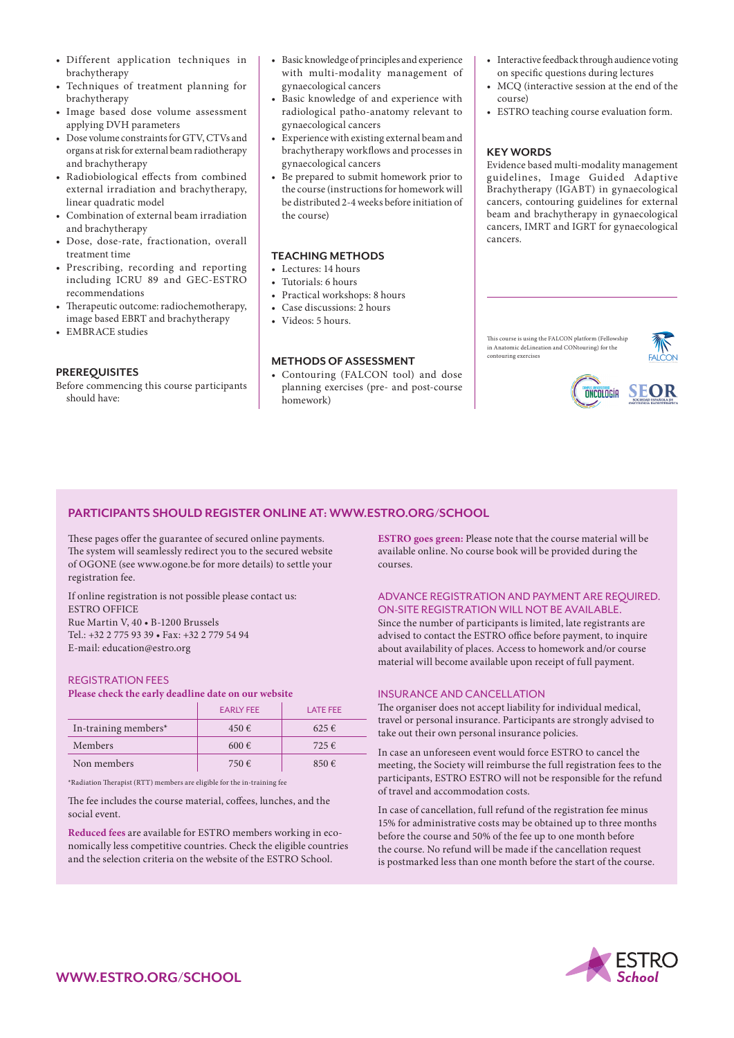- Different application techniques in brachytherapy
- Techniques of treatment planning for brachytherapy
- Image based dose volume assessment applying DVH parameters
- Dose volume constraints for GTV, CTVs and organs at risk for external beam radiotherapy and brachytherapy
- Radiobiological effects from combined external irradiation and brachytherapy, linear quadratic model
- Combination of external beam irradiation and brachytherapy
- Dose, dose-rate, fractionation, overall treatment time
- Prescribing, recording and reporting including ICRU 89 and GEC-ESTRO recommendations
- Therapeutic outcome: radiochemotherapy, image based EBRT and brachytherapy
- EMBRACE studies

## PREREQUISITES

Before commencing this course participants should have:

- Basic knowledge of principles and experience with multi-modality management of gynaecological cancers
- Basic knowledge of and experience with radiological patho-anatomy relevant to gynaecological cancers
- Experience with existing external beam and brachytherapy workflows and processes in gynaecological cancers
- Be prepared to submit homework prior to the course (instructions for homework will be distributed 2-4 weeks before initiation of the course)

## TEACHING METHODS

- Lectures: 14 hours
- Tutorials: 6 hours
- Practical workshops: 8 hours
- Case discussions: 2 hours
- Videos: 5 hours.

## METHODS OF ASSESSMENT

- Contouring (FALCON tool) and dose planning exercises (pre- and post-course homework)
- Interactive feedback through audience voting on specific questions during lectures
- MCQ (interactive session at the end of the course)
- ESTRO teaching course evaluation form.

## KEY WORDS

Evidence based multi-modality management guidelines, Image Guided Adaptive Brachytherapy (IGABT) in gynaecological cancers, contouring guidelines for external beam and brachytherapy in gynaecological cancers, IMRT and IGRT for gynaecological cancers.

This course is using the FALCON platform (Fellowship in Anatomic deLineation and CONtouring) for the contouring exercises

## PARTICIPANTS SHOULD REGISTER ONLINE AT: WWW.ESTRO.ORG/SCHOOL

These pages offer the guarantee of secured online payments. The system will seamlessly redirect you to the secured website of OGONE (see www.ogone.be for more details) to settle your registration fee.

If online registration is not possible please contact us:
ESTRO OFFICE
Rue Martin V, 40 • B-1200 Brussels
Tel.: +32 2 775 93 39 • Fax: +32 2 779 54 94
E-mail: education@estro.org

### REGISTRATION FEES

**Please check the early deadline date on our website**

| | EARLY FEE | LATE FEE |
|---|---|---|
| In-training members* | 450 € | 625 € |
| Members | 600 € | 725 € |
| Non members | 750 € | 850 € |

*Radiation Therapist (RTT) members are eligible for the in-training fee

The fee includes the course material, coffees, lunches, and the social event.

**Reduced fees** are available for ESTRO members working in economically less competitive countries. Check the eligible countries and the selection criteria on the website of the ESTRO School.

**ESTRO goes green:** Please note that the course material will be available online. No course book will be provided during the courses.

### ADVANCE REGISTRATION AND PAYMENT ARE REQUIRED. ON-SITE REGISTRATION WILL NOT BE AVAILABLE.

Since the number of participants is limited, late registrants are advised to contact the ESTRO office before payment, to inquire about availability of places. Access to homework and/or course material will become available upon receipt of full payment.

### INSURANCE AND CANCELLATION

The organiser does not accept liability for individual medical, travel or personal insurance. Participants are strongly advised to take out their own personal insurance policies.

In case an unforeseen event would force ESTRO to cancel the meeting, the Society will reimburse the full registration fees to the participants, ESTRO ESTRO will not be responsible for the refund of travel and accommodation costs.

In case of cancellation, full refund of the registration fee minus 15% for administrative costs may be obtained up to three months before the course and 50% of the fee up to one month before the course. No refund will be made if the cancellation request is postmarked less than one month before the start of the course.

WWW.ESTRO.ORG/SCHOOL